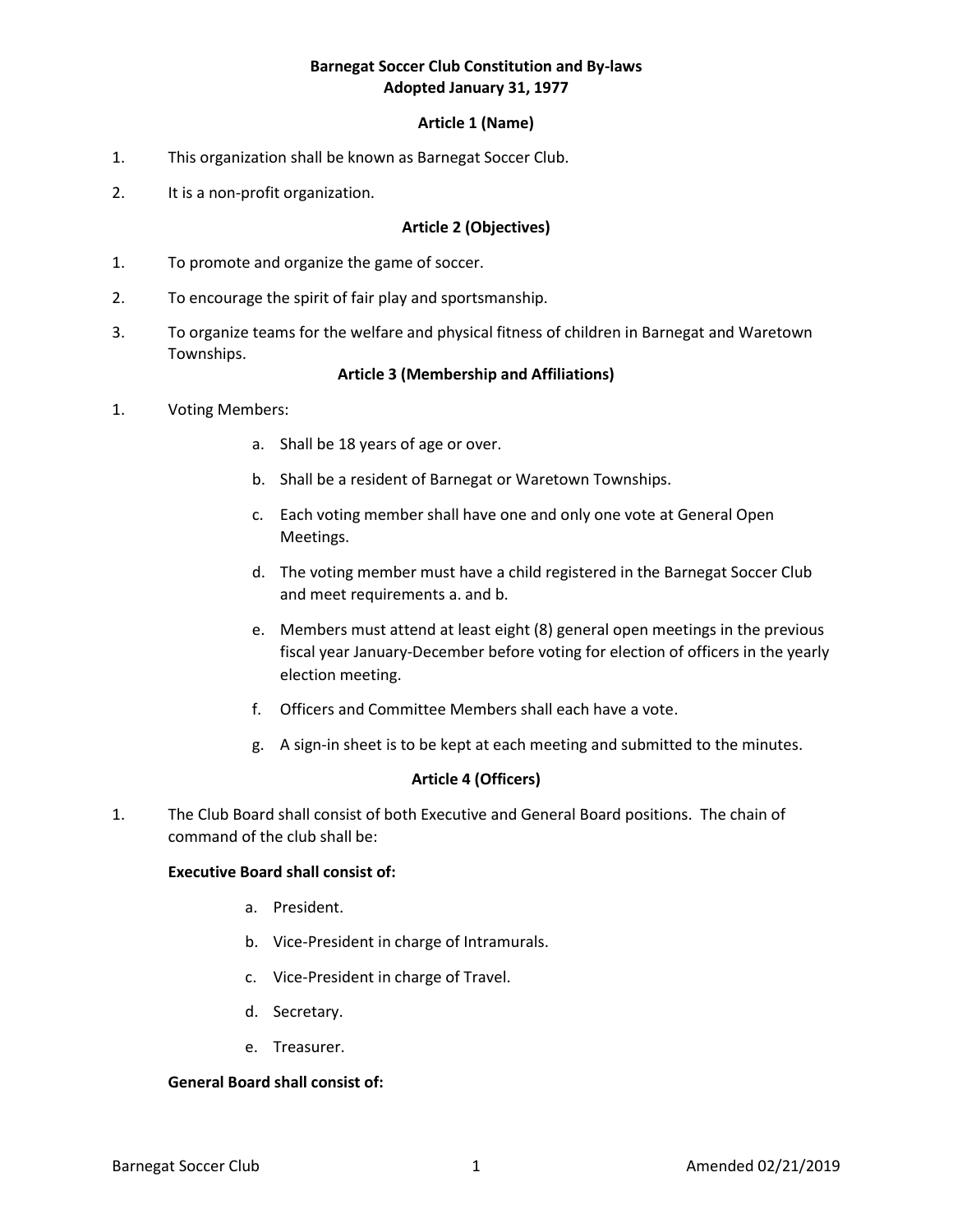# Barnegat Soccer Club Constitution and By-laws
## Adopted January 31, 1977

### Article 1 (Name)

1. This organization shall be known as Barnegat Soccer Club.
2. It is a non-profit organization.

### Article 2 (Objectives)

1. To promote and organize the game of soccer.
2. To encourage the spirit of fair play and sportsmanship.
3. To organize teams for the welfare and physical fitness of children in Barnegat and Waretown Townships.

### Article 3 (Membership and Affiliations)

1. Voting Members:
    a. Shall be 18 years of age or over.
    b. Shall be a resident of Barnegat or Waretown Townships.
    c. Each voting member shall have one and only one vote at General Open Meetings.
    d. The voting member must have a child registered in the Barnegat Soccer Club and meet requirements a. and b.
    e. Members must attend at least eight (8) general open meetings in the previous fiscal year January-December before voting for election of officers in the yearly election meeting.
    f. Officers and Committee Members shall each have a vote.
    g. A sign-in sheet is to be kept at each meeting and submitted to the minutes.

### Article 4 (Officers)

1. The Club Board shall consist of both Executive and General Board positions. The chain of command of the club shall be:

**Executive Board shall consist of:**

a. President.
b. Vice-President in charge of Intramurals.
c. Vice-President in charge of Travel.
d. Secretary.
e. Treasurer.

**General Board shall consist of:**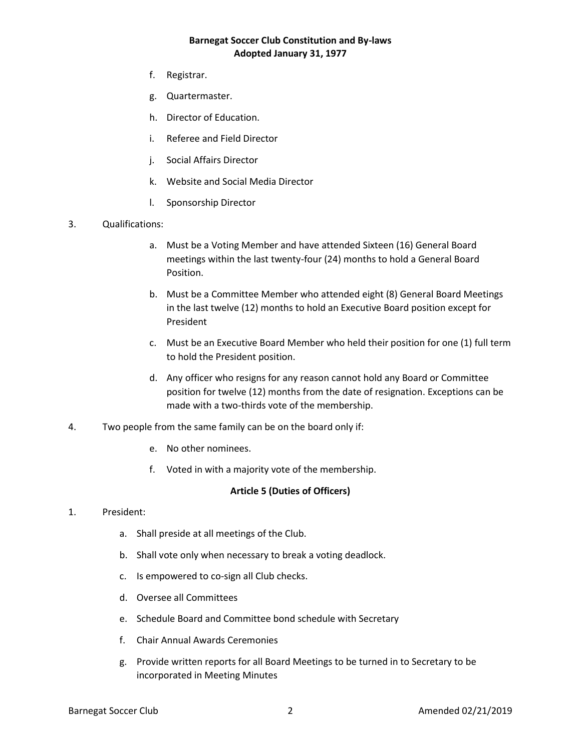f. Registrar.

g. Quartermaster.

h. Director of Education.

i. Referee and Field Director

j. Social Affairs Director

k. Website and Social Media Director

l. Sponsorship Director

3. Qualifications:

   a. Must be a Voting Member and have attended Sixteen (16) General Board meetings within the last twenty-four (24) months to hold a General Board Position.

   b. Must be a Committee Member who attended eight (8) General Board Meetings in the last twelve (12) months to hold an Executive Board position except for President

   c. Must be an Executive Board Member who held their position for one (1) full term to hold the President position.

   d. Any officer who resigns for any reason cannot hold any Board or Committee position for twelve (12) months from the date of resignation. Exceptions can be made with a two-thirds vote of the membership.

4. Two people from the same family can be on the board only if:

   e. No other nominees.

   f. Voted in with a majority vote of the membership.

## Article 5 (Duties of Officers)

1. President:

   a. Shall preside at all meetings of the Club.

   b. Shall vote only when necessary to break a voting deadlock.

   c. Is empowered to co-sign all Club checks.

   d. Oversee all Committees

   e. Schedule Board and Committee bond schedule with Secretary

   f. Chair Annual Awards Ceremonies

   g. Provide written reports for all Board Meetings to be turned in to Secretary to be incorporated in Meeting Minutes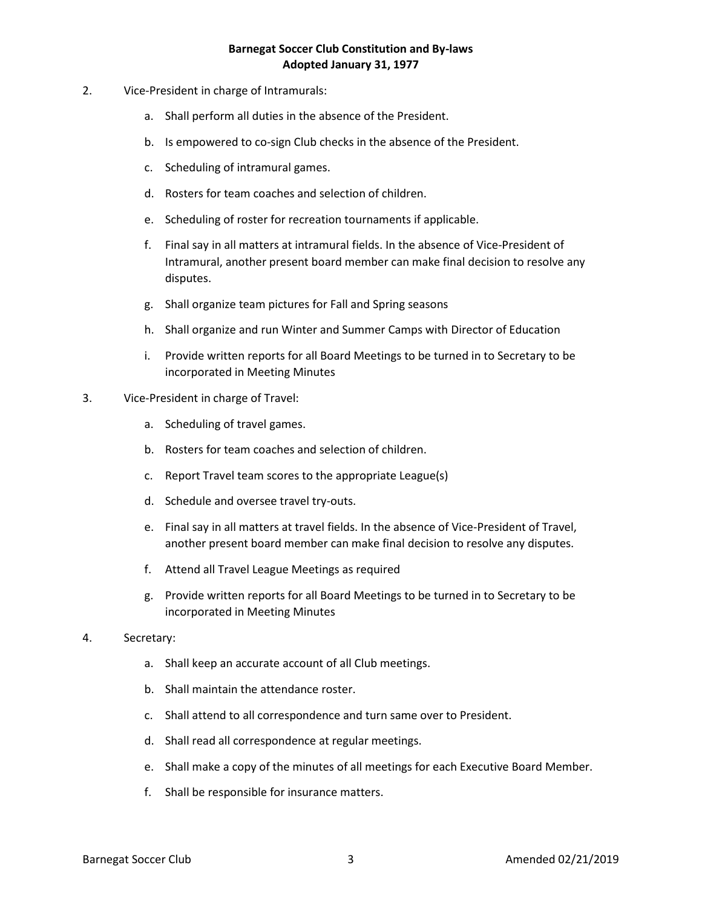2. Vice-President in charge of Intramurals:

    a. Shall perform all duties in the absence of the President.

    b. Is empowered to co-sign Club checks in the absence of the President.

    c. Scheduling of intramural games.

    d. Rosters for team coaches and selection of children.

    e. Scheduling of roster for recreation tournaments if applicable.

    f. Final say in all matters at intramural fields. In the absence of Vice-President of Intramural, another present board member can make final decision to resolve any disputes.

    g. Shall organize team pictures for Fall and Spring seasons

    h. Shall organize and run Winter and Summer Camps with Director of Education

    i. Provide written reports for all Board Meetings to be turned in to Secretary to be incorporated in Meeting Minutes

3. Vice-President in charge of Travel:

    a. Scheduling of travel games.

    b. Rosters for team coaches and selection of children.

    c. Report Travel team scores to the appropriate League(s)

    d. Schedule and oversee travel try-outs.

    e. Final say in all matters at travel fields. In the absence of Vice-President of Travel, another present board member can make final decision to resolve any disputes.

    f. Attend all Travel League Meetings as required

    g. Provide written reports for all Board Meetings to be turned in to Secretary to be incorporated in Meeting Minutes

4. Secretary:

    a. Shall keep an accurate account of all Club meetings.

    b. Shall maintain the attendance roster.

    c. Shall attend to all correspondence and turn same over to President.

    d. Shall read all correspondence at regular meetings.

    e. Shall make a copy of the minutes of all meetings for each Executive Board Member.

    f. Shall be responsible for insurance matters.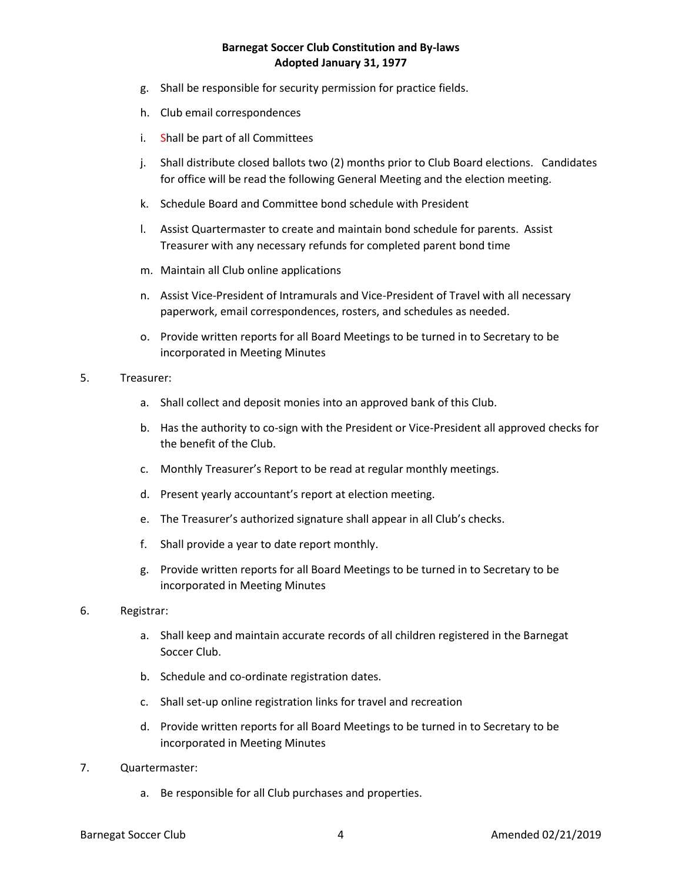g. Shall be responsible for security permission for practice fields.

h. Club email correspondences

i. Shall be part of all Committees

j. Shall distribute closed ballots two (2) months prior to Club Board elections. Candidates for office will be read the following General Meeting and the election meeting.

k. Schedule Board and Committee bond schedule with President

l. Assist Quartermaster to create and maintain bond schedule for parents. Assist Treasurer with any necessary refunds for completed parent bond time

m. Maintain all Club online applications

n. Assist Vice-President of Intramurals and Vice-President of Travel with all necessary paperwork, email correspondences, rosters, and schedules as needed.

o. Provide written reports for all Board Meetings to be turned in to Secretary to be incorporated in Meeting Minutes

5. Treasurer:

   a. Shall collect and deposit monies into an approved bank of this Club.

   b. Has the authority to co-sign with the President or Vice-President all approved checks for the benefit of the Club.

   c. Monthly Treasurer's Report to be read at regular monthly meetings.

   d. Present yearly accountant's report at election meeting.

   e. The Treasurer's authorized signature shall appear in all Club's checks.

   f. Shall provide a year to date report monthly.

   g. Provide written reports for all Board Meetings to be turned in to Secretary to be incorporated in Meeting Minutes

6. Registrar:

   a. Shall keep and maintain accurate records of all children registered in the Barnegat Soccer Club.

   b. Schedule and co-ordinate registration dates.

   c. Shall set-up online registration links for travel and recreation

   d. Provide written reports for all Board Meetings to be turned in to Secretary to be incorporated in Meeting Minutes

7. Quartermaster:

   a. Be responsible for all Club purchases and properties.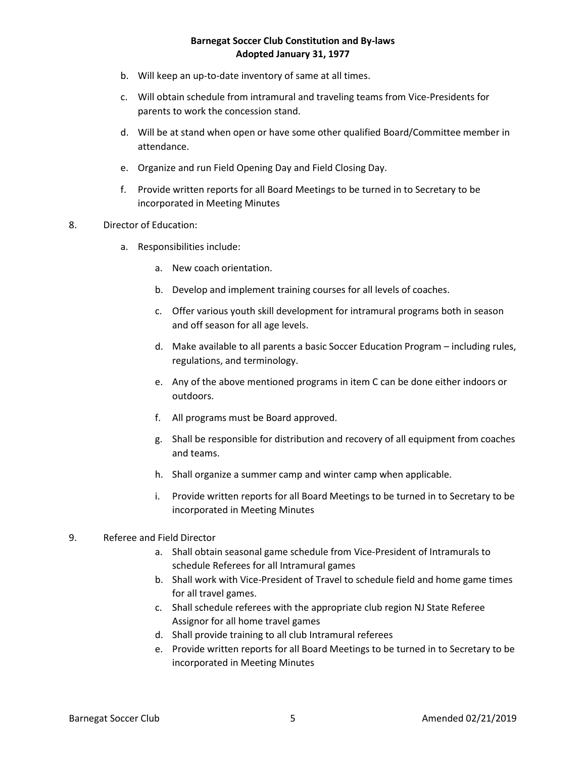b. Will keep an up-to-date inventory of same at all times.

c. Will obtain schedule from intramural and traveling teams from Vice-Presidents for parents to work the concession stand.

d. Will be at stand when open or have some other qualified Board/Committee member in attendance.

e. Organize and run Field Opening Day and Field Closing Day.

f. Provide written reports for all Board Meetings to be turned in to Secretary to be incorporated in Meeting Minutes

8. Director of Education:

   a. Responsibilities include:

      a. New coach orientation.

      b. Develop and implement training courses for all levels of coaches.

      c. Offer various youth skill development for intramural programs both in season and off season for all age levels.

      d. Make available to all parents a basic Soccer Education Program – including rules, regulations, and terminology.

      e. Any of the above mentioned programs in item C can be done either indoors or outdoors.

      f. All programs must be Board approved.

      g. Shall be responsible for distribution and recovery of all equipment from coaches and teams.

      h. Shall organize a summer camp and winter camp when applicable.

      i. Provide written reports for all Board Meetings to be turned in to Secretary to be incorporated in Meeting Minutes

9. Referee and Field Director

   a. Shall obtain seasonal game schedule from Vice-President of Intramurals to schedule Referees for all Intramural games
   b. Shall work with Vice-President of Travel to schedule field and home game times for all travel games.
   c. Shall schedule referees with the appropriate club region NJ State Referee Assignor for all home travel games
   d. Shall provide training to all club Intramural referees
   e. Provide written reports for all Board Meetings to be turned in to Secretary to be incorporated in Meeting Minutes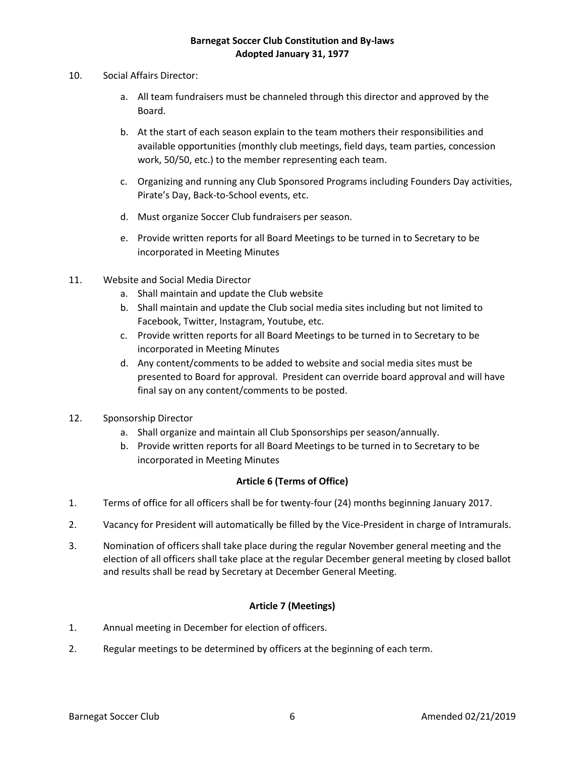10. Social Affairs Director:

    a. All team fundraisers must be channeled through this director and approved by the Board.

    b. At the start of each season explain to the team mothers their responsibilities and available opportunities (monthly club meetings, field days, team parties, concession work, 50/50, etc.) to the member representing each team.

    c. Organizing and running any Club Sponsored Programs including Founders Day activities, Pirate's Day, Back-to-School events, etc.

    d. Must organize Soccer Club fundraisers per season.

    e. Provide written reports for all Board Meetings to be turned in to Secretary to be incorporated in Meeting Minutes

11. Website and Social Media Director
    a. Shall maintain and update the Club website
    b. Shall maintain and update the Club social media sites including but not limited to Facebook, Twitter, Instagram, Youtube, etc.
    c. Provide written reports for all Board Meetings to be turned in to Secretary to be incorporated in Meeting Minutes
    d. Any content/comments to be added to website and social media sites must be presented to Board for approval. President can override board approval and will have final say on any content/comments to be posted.

12. Sponsorship Director
    a. Shall organize and maintain all Club Sponsorships per season/annually.
    b. Provide written reports for all Board Meetings to be turned in to Secretary to be incorporated in Meeting Minutes

## Article 6 (Terms of Office)

1. Terms of office for all officers shall be for twenty-four (24) months beginning January 2017.

2. Vacancy for President will automatically be filled by the Vice-President in charge of Intramurals.

3. Nomination of officers shall take place during the regular November general meeting and the election of all officers shall take place at the regular December general meeting by closed ballot and results shall be read by Secretary at December General Meeting.

## Article 7 (Meetings)

1. Annual meeting in December for election of officers.

2. Regular meetings to be determined by officers at the beginning of each term.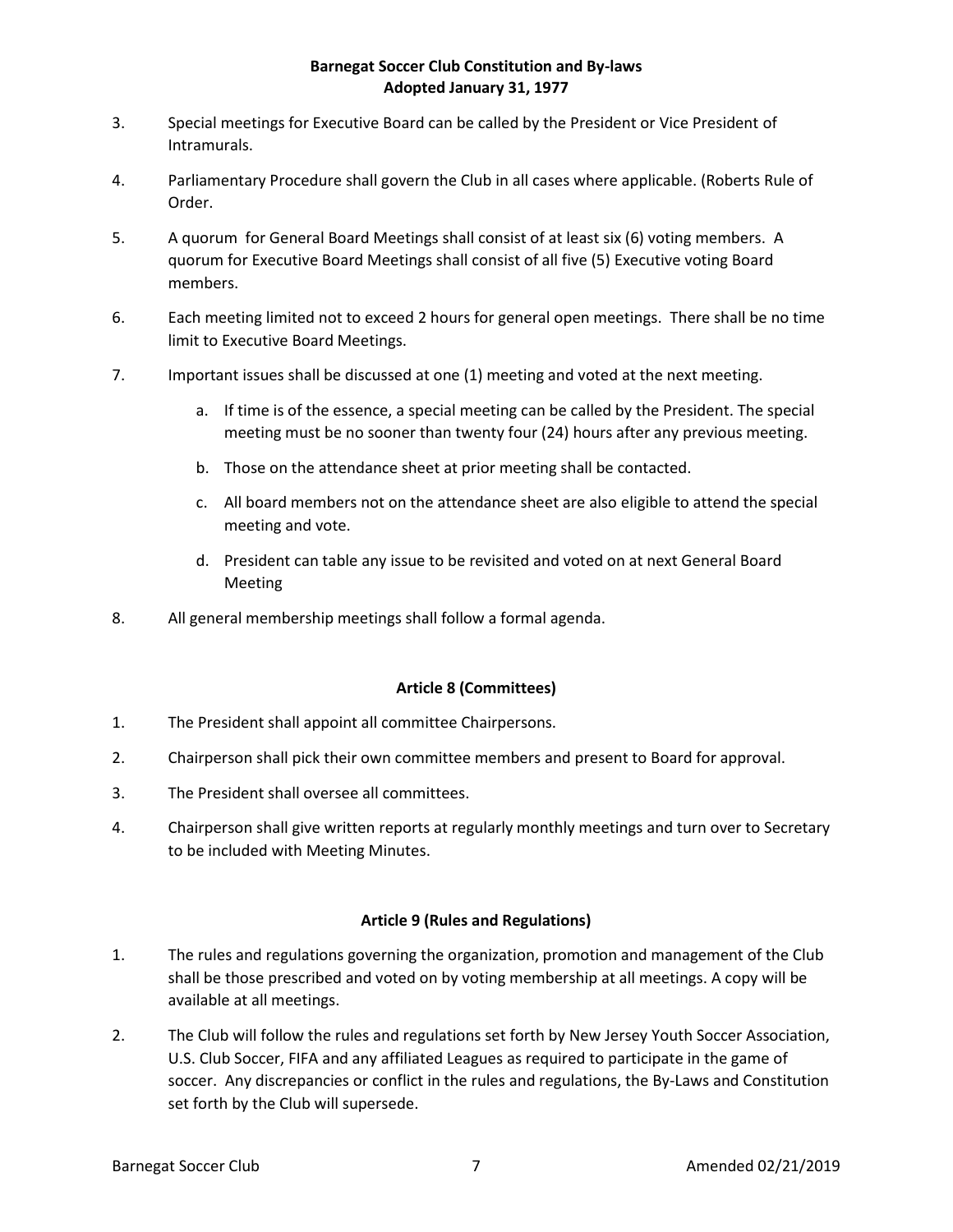3. Special meetings for Executive Board can be called by the President or Vice President of Intramurals.

4. Parliamentary Procedure shall govern the Club in all cases where applicable. (Roberts Rule of Order.

5. A quorum for General Board Meetings shall consist of at least six (6) voting members. A quorum for Executive Board Meetings shall consist of all five (5) Executive voting Board members.

6. Each meeting limited not to exceed 2 hours for general open meetings. There shall be no time limit to Executive Board Meetings.

7. Important issues shall be discussed at one (1) meeting and voted at the next meeting.

   a. If time is of the essence, a special meeting can be called by the President. The special meeting must be no sooner than twenty four (24) hours after any previous meeting.

   b. Those on the attendance sheet at prior meeting shall be contacted.

   c. All board members not on the attendance sheet are also eligible to attend the special meeting and vote.

   d. President can table any issue to be revisited and voted on at next General Board Meeting

8. All general membership meetings shall follow a formal agenda.

### Article 8 (Committees)

1. The President shall appoint all committee Chairpersons.

2. Chairperson shall pick their own committee members and present to Board for approval.

3. The President shall oversee all committees.

4. Chairperson shall give written reports at regularly monthly meetings and turn over to Secretary to be included with Meeting Minutes.

### Article 9 (Rules and Regulations)

1. The rules and regulations governing the organization, promotion and management of the Club shall be those prescribed and voted on by voting membership at all meetings. A copy will be available at all meetings.

2. The Club will follow the rules and regulations set forth by New Jersey Youth Soccer Association, U.S. Club Soccer, FIFA and any affiliated Leagues as required to participate in the game of soccer. Any discrepancies or conflict in the rules and regulations, the By-Laws and Constitution set forth by the Club will supersede.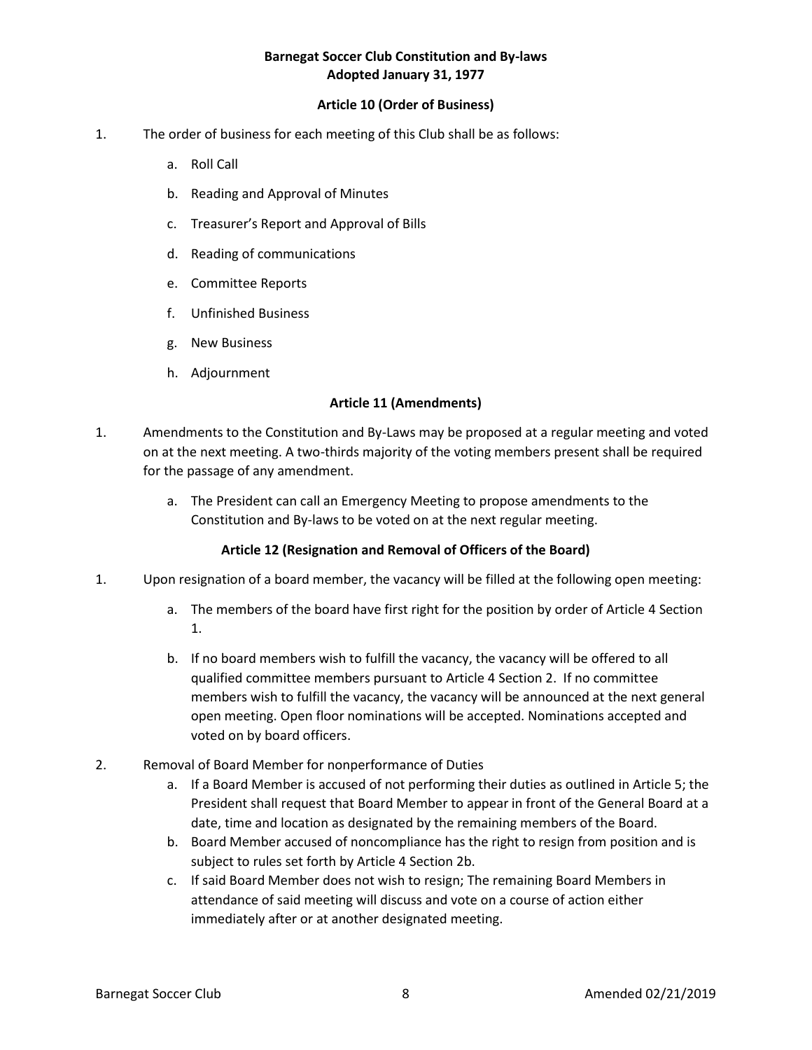**Barnegat Soccer Club Constitution and By-laws**
**Adopted January 31, 1977**

### Article 10 (Order of Business)

1. The order of business for each meeting of this Club shall be as follows:
    a. Roll Call
    b. Reading and Approval of Minutes
    c. Treasurer's Report and Approval of Bills
    d. Reading of communications
    e. Committee Reports
    f. Unfinished Business
    g. New Business
    h. Adjournment

### Article 11 (Amendments)

1. Amendments to the Constitution and By-Laws may be proposed at a regular meeting and voted on at the next meeting. A two-thirds majority of the voting members present shall be required for the passage of any amendment.
    a. The President can call an Emergency Meeting to propose amendments to the Constitution and By-laws to be voted on at the next regular meeting.

### Article 12 (Resignation and Removal of Officers of the Board)

1. Upon resignation of a board member, the vacancy will be filled at the following open meeting:
    a. The members of the board have first right for the position by order of Article 4 Section 1.
    b. If no board members wish to fulfill the vacancy, the vacancy will be offered to all qualified committee members pursuant to Article 4 Section 2. If no committee members wish to fulfill the vacancy, the vacancy will be announced at the next general open meeting. Open floor nominations will be accepted. Nominations accepted and voted on by board officers.
2. Removal of Board Member for nonperformance of Duties
    a. If a Board Member is accused of not performing their duties as outlined in Article 5; the President shall request that Board Member to appear in front of the General Board at a date, time and location as designated by the remaining members of the Board.
    b. Board Member accused of noncompliance has the right to resign from position and is subject to rules set forth by Article 4 Section 2b.
    c. If said Board Member does not wish to resign; The remaining Board Members in attendance of said meeting will discuss and vote on a course of action either immediately after or at another designated meeting.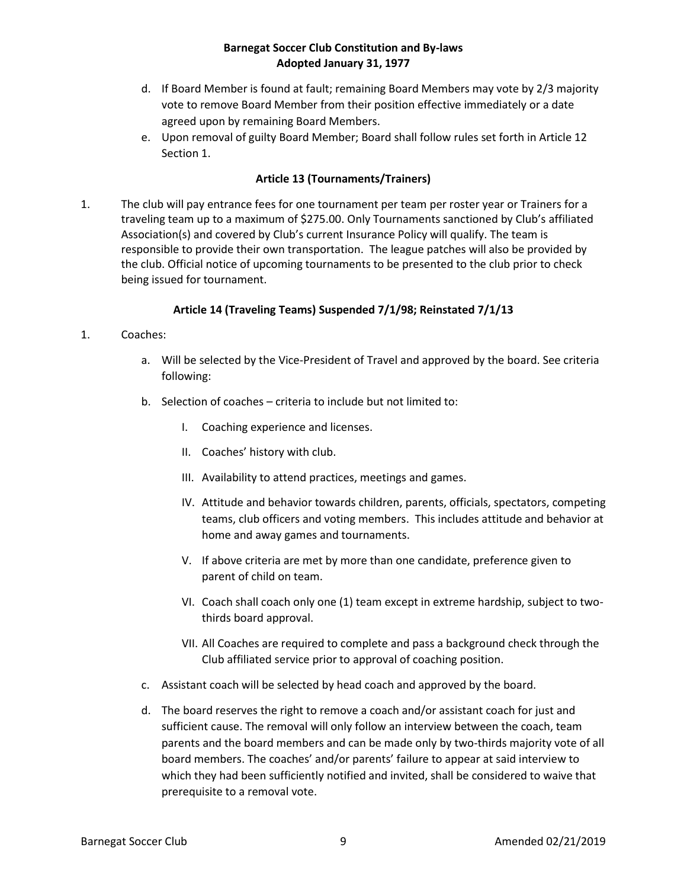d. If Board Member is found at fault; remaining Board Members may vote by 2/3 majority vote to remove Board Member from their position effective immediately or a date agreed upon by remaining Board Members.

e. Upon removal of guilty Board Member; Board shall follow rules set forth in Article 12 Section 1.

### Article 13 (Tournaments/Trainers)

1. The club will pay entrance fees for one tournament per team per roster year or Trainers for a traveling team up to a maximum of $275.00. Only Tournaments sanctioned by Club's affiliated Association(s) and covered by Club's current Insurance Policy will qualify. The team is responsible to provide their own transportation. The league patches will also be provided by the club. Official notice of upcoming tournaments to be presented to the club prior to check being issued for tournament.

### Article 14 (Traveling Teams) Suspended 7/1/98; Reinstated 7/1/13

1. Coaches:

   a. Will be selected by the Vice-President of Travel and approved by the board. See criteria following:

   b. Selection of coaches – criteria to include but not limited to:

      I. Coaching experience and licenses.

      II. Coaches' history with club.

      III. Availability to attend practices, meetings and games.

      IV. Attitude and behavior towards children, parents, officials, spectators, competing teams, club officers and voting members. This includes attitude and behavior at home and away games and tournaments.

      V. If above criteria are met by more than one candidate, preference given to parent of child on team.

      VI. Coach shall coach only one (1) team except in extreme hardship, subject to two-thirds board approval.

      VII. All Coaches are required to complete and pass a background check through the Club affiliated service prior to approval of coaching position.

   c. Assistant coach will be selected by head coach and approved by the board.

   d. The board reserves the right to remove a coach and/or assistant coach for just and sufficient cause. The removal will only follow an interview between the coach, team parents and the board members and can be made only by two-thirds majority vote of all board members. The coaches' and/or parents' failure to appear at said interview to which they had been sufficiently notified and invited, shall be considered to waive that prerequisite to a removal vote.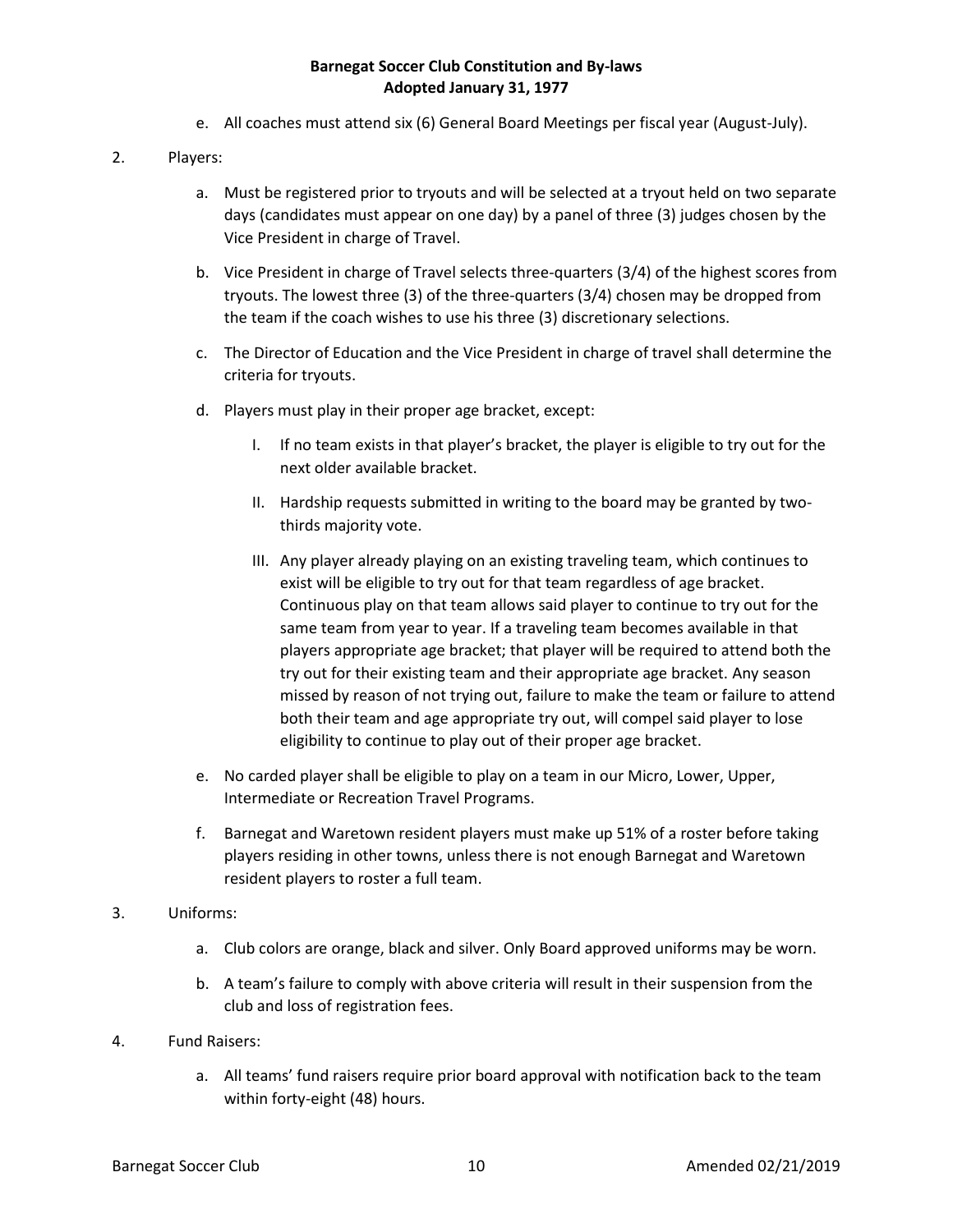e. All coaches must attend six (6) General Board Meetings per fiscal year (August-July).

2. Players:

   a. Must be registered prior to tryouts and will be selected at a tryout held on two separate days (candidates must appear on one day) by a panel of three (3) judges chosen by the Vice President in charge of Travel.

   b. Vice President in charge of Travel selects three-quarters (3/4) of the highest scores from tryouts. The lowest three (3) of the three-quarters (3/4) chosen may be dropped from the team if the coach wishes to use his three (3) discretionary selections.

   c. The Director of Education and the Vice President in charge of travel shall determine the criteria for tryouts.

   d. Players must play in their proper age bracket, except:

      I. If no team exists in that player's bracket, the player is eligible to try out for the next older available bracket.

      II. Hardship requests submitted in writing to the board may be granted by two-thirds majority vote.

      III. Any player already playing on an existing traveling team, which continues to exist will be eligible to try out for that team regardless of age bracket. Continuous play on that team allows said player to continue to try out for the same team from year to year. If a traveling team becomes available in that players appropriate age bracket; that player will be required to attend both the try out for their existing team and their appropriate age bracket. Any season missed by reason of not trying out, failure to make the team or failure to attend both their team and age appropriate try out, will compel said player to lose eligibility to continue to play out of their proper age bracket.

   e. No carded player shall be eligible to play on a team in our Micro, Lower, Upper, Intermediate or Recreation Travel Programs.

   f. Barnegat and Waretown resident players must make up 51% of a roster before taking players residing in other towns, unless there is not enough Barnegat and Waretown resident players to roster a full team.

3. Uniforms:

   a. Club colors are orange, black and silver. Only Board approved uniforms may be worn.

   b. A team's failure to comply with above criteria will result in their suspension from the club and loss of registration fees.

4. Fund Raisers:

   a. All teams' fund raisers require prior board approval with notification back to the team within forty-eight (48) hours.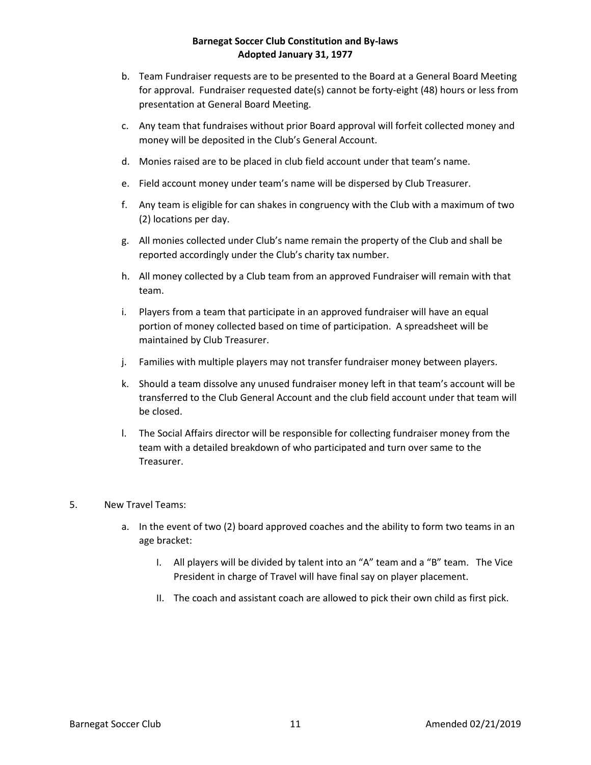b. Team Fundraiser requests are to be presented to the Board at a General Board Meeting for approval. Fundraiser requested date(s) cannot be forty-eight (48) hours or less from presentation at General Board Meeting.

c. Any team that fundraises without prior Board approval will forfeit collected money and money will be deposited in the Club's General Account.

d. Monies raised are to be placed in club field account under that team's name.

e. Field account money under team's name will be dispersed by Club Treasurer.

f. Any team is eligible for can shakes in congruency with the Club with a maximum of two (2) locations per day.

g. All monies collected under Club's name remain the property of the Club and shall be reported accordingly under the Club's charity tax number.

h. All money collected by a Club team from an approved Fundraiser will remain with that team.

i. Players from a team that participate in an approved fundraiser will have an equal portion of money collected based on time of participation. A spreadsheet will be maintained by Club Treasurer.

j. Families with multiple players may not transfer fundraiser money between players.

k. Should a team dissolve any unused fundraiser money left in that team's account will be transferred to the Club General Account and the club field account under that team will be closed.

l. The Social Affairs director will be responsible for collecting fundraiser money from the team with a detailed breakdown of who participated and turn over same to the Treasurer.

5. New Travel Teams:

   a. In the event of two (2) board approved coaches and the ability to form two teams in an age bracket:

      I. All players will be divided by talent into an "A" team and a "B" team. The Vice President in charge of Travel will have final say on player placement.

      II. The coach and assistant coach are allowed to pick their own child as first pick.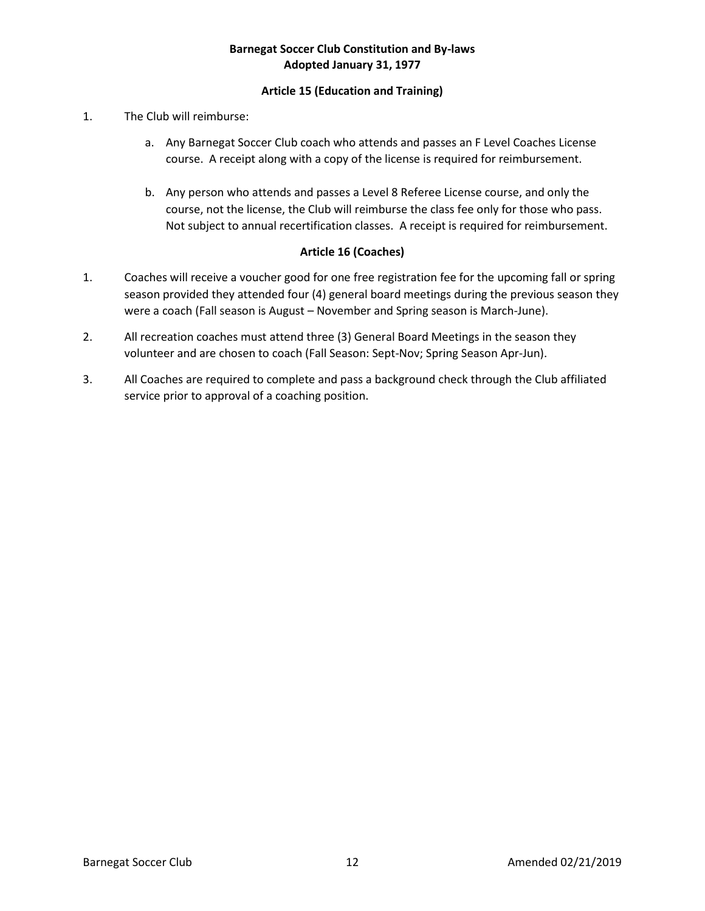**Barnegat Soccer Club Constitution and By-laws**
**Adopted January 31, 1977**

## Article 15 (Education and Training)

1. The Club will reimburse:

    a. Any Barnegat Soccer Club coach who attends and passes an F Level Coaches License course. A receipt along with a copy of the license is required for reimbursement.

    b. Any person who attends and passes a Level 8 Referee License course, and only the course, not the license, the Club will reimburse the class fee only for those who pass. Not subject to annual recertification classes. A receipt is required for reimbursement.

## Article 16 (Coaches)

1. Coaches will receive a voucher good for one free registration fee for the upcoming fall or spring season provided they attended four (4) general board meetings during the previous season they were a coach (Fall season is August – November and Spring season is March-June).
2. All recreation coaches must attend three (3) General Board Meetings in the season they volunteer and are chosen to coach (Fall Season: Sept-Nov; Spring Season Apr-Jun).
3. All Coaches are required to complete and pass a background check through the Club affiliated service prior to approval of a coaching position.